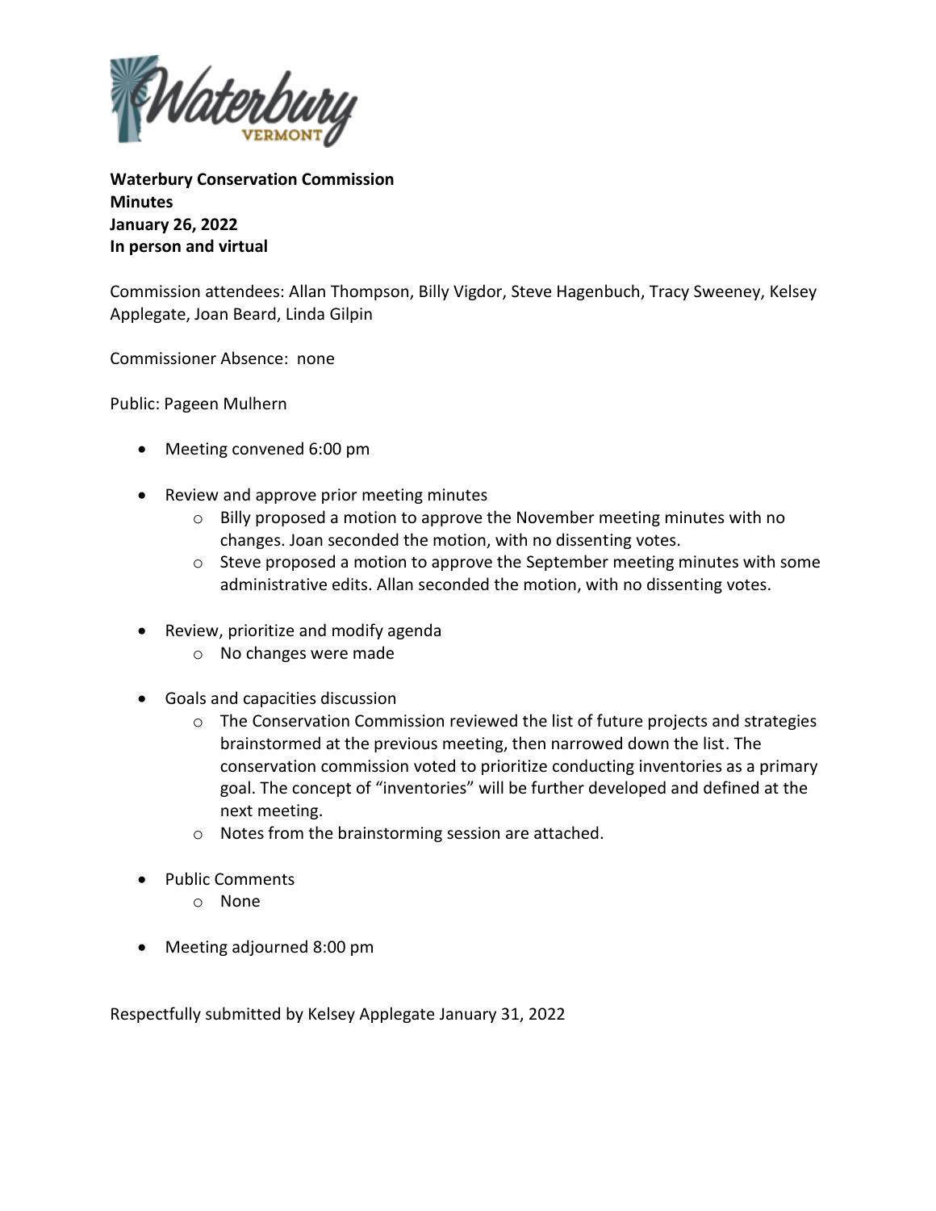**Waterbury Conservation Commission**
**Minutes**
**January 26, 2022**
**In person and virtual**

Commission attendees: Allan Thompson, Billy Vigdor, Steve Hagenbuch, Tracy Sweeney, Kelsey Applegate, Joan Beard, Linda Gilpin

Commissioner Absence: none

Public: Pageen Mulhern

- Meeting convened 6:00 pm

- Review and approve prior meeting minutes
    - Billy proposed a motion to approve the November meeting minutes with no changes. Joan seconded the motion, with no dissenting votes.
    - Steve proposed a motion to approve the September meeting minutes with some administrative edits. Allan seconded the motion, with no dissenting votes.

- Review, prioritize and modify agenda
    - No changes were made

- Goals and capacities discussion
    - The Conservation Commission reviewed the list of future projects and strategies brainstormed at the previous meeting, then narrowed down the list. The conservation commission voted to prioritize conducting inventories as a primary goal. The concept of "inventories" will be further developed and defined at the next meeting.
    - Notes from the brainstorming session are attached.

- Public Comments
    - None

- Meeting adjourned 8:00 pm

Respectfully submitted by Kelsey Applegate January 31, 2022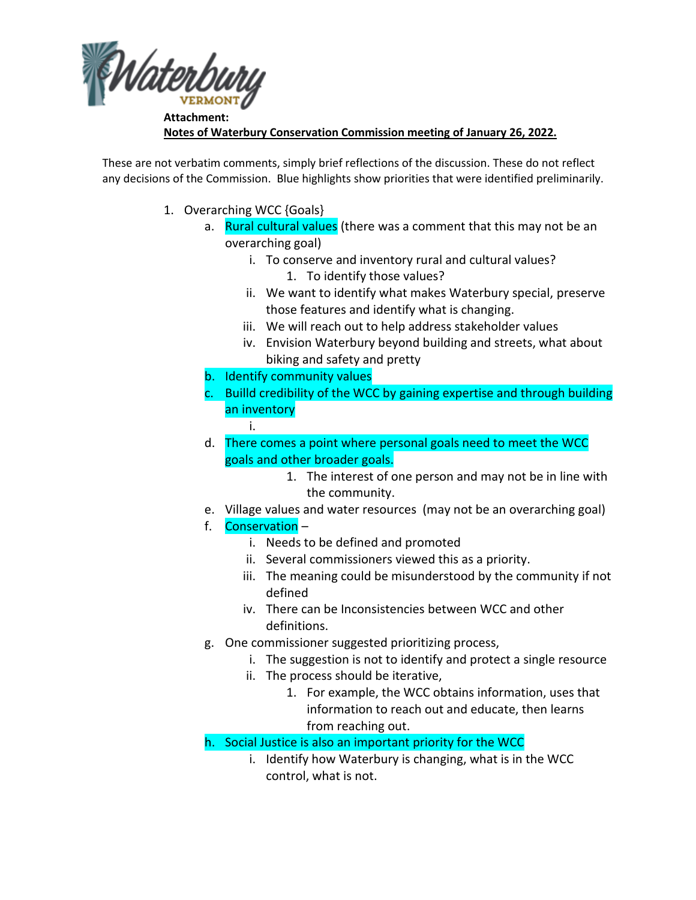**Attachment:**

**Notes of Waterbury Conservation Commission meeting of January 26, 2022.**

These are not verbatim comments, simply brief reflections of the discussion. These do not reflect any decisions of the Commission. Blue highlights show priorities that were identified preliminarily.

1. Overarching WCC {Goals}
   a. Rural cultural values (there was a comment that this may not be an overarching goal)
      i. To conserve and inventory rural and cultural values?
         1. To identify those values?
      ii. We want to identify what makes Waterbury special, preserve those features and identify what is changing.
      iii. We will reach out to help address stakeholder values
      iv. Envision Waterbury beyond building and streets, what about biking and safety and pretty
   b. Identify community values
   c. Builld credibility of the WCC by gaining expertise and through building an inventory
      i.
   d. There comes a point where personal goals need to meet the WCC goals and other broader goals.
         1. The interest of one person and may not be in line with the community.
   e. Village values and water resources (may not be an overarching goal)
   f. Conservation –
      i. Needs to be defined and promoted
      ii. Several commissioners viewed this as a priority.
      iii. The meaning could be misunderstood by the community if not defined
      iv. There can be Inconsistencies between WCC and other definitions.
   g. One commissioner suggested prioritizing process,
      i. The suggestion is not to identify and protect a single resource
      ii. The process should be iterative,
         1. For example, the WCC obtains information, uses that information to reach out and educate, then learns from reaching out.
   h. Social Justice is also an important priority for the WCC
      i. Identify how Waterbury is changing, what is in the WCC control, what is not.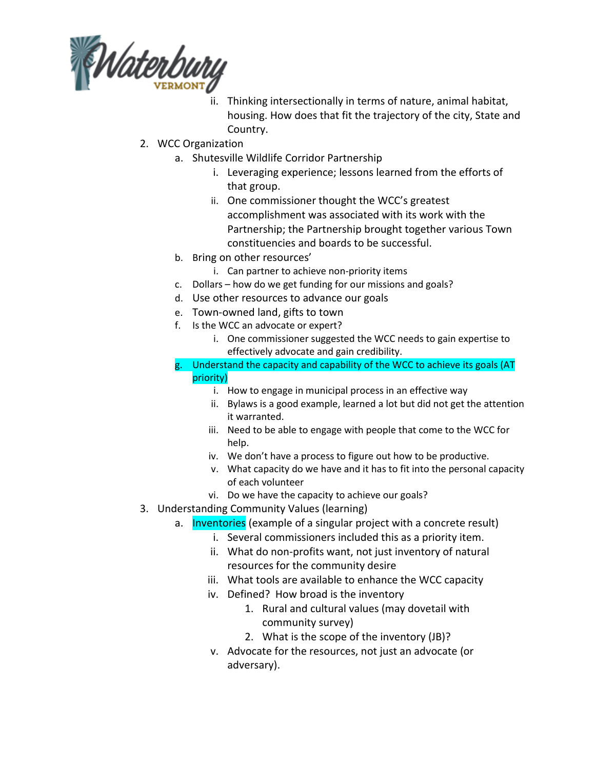ii. Thinking intersectionally in terms of nature, animal habitat, housing. How does that fit the trajectory of the city, State and Country.

2. WCC Organization
   a. Shutesville Wildlife Corridor Partnership
      i. Leveraging experience; lessons learned from the efforts of that group.
      ii. One commissioner thought the WCC's greatest accomplishment was associated with its work with the Partnership; the Partnership brought together various Town constituencies and boards to be successful.
   b. Bring on other resources'
      i. Can partner to achieve non-priority items
   c. Dollars – how do we get funding for our missions and goals?
   d. Use other resources to advance our goals
   e. Town-owned land, gifts to town
   f. Is the WCC an advocate or expert?
      i. One commissioner suggested the WCC needs to gain expertise to effectively advocate and gain credibility.
   g. Understand the capacity and capability of the WCC to achieve its goals (AT priority)
      i. How to engage in municipal process in an effective way
      ii. Bylaws is a good example, learned a lot but did not get the attention it warranted.
      iii. Need to be able to engage with people that come to the WCC for help.
      iv. We don't have a process to figure out how to be productive.
      v. What capacity do we have and it has to fit into the personal capacity of each volunteer
      vi. Do we have the capacity to achieve our goals?

3. Understanding Community Values (learning)
   a. Inventories (example of a singular project with a concrete result)
      i. Several commissioners included this as a priority item.
      ii. What do non-profits want, not just inventory of natural resources for the community desire
      iii. What tools are available to enhance the WCC capacity
      iv. Defined? How broad is the inventory
         1. Rural and cultural values (may dovetail with community survey)
         2. What is the scope of the inventory (JB)?
      v. Advocate for the resources, not just an advocate (or adversary).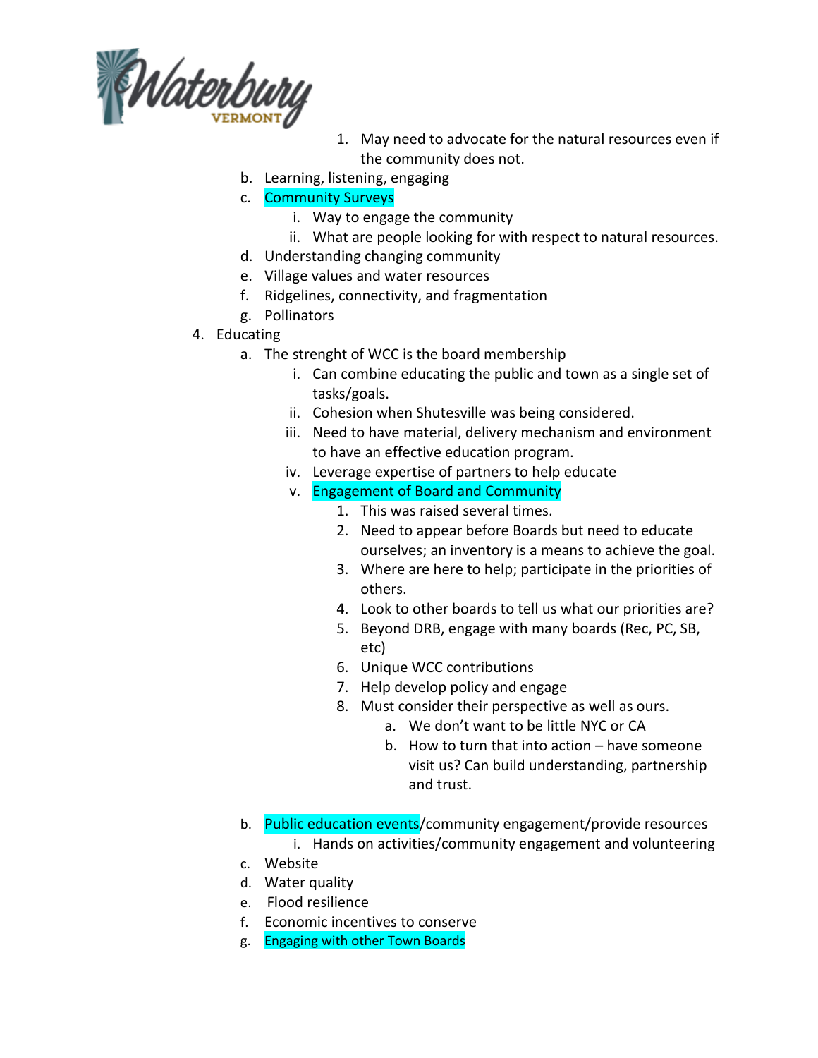1. May need to advocate for the natural resources even if the community does not.
    b. Learning, listening, engaging
    c. Community Surveys
        i. Way to engage the community
        ii. What are people looking for with respect to natural resources.
    d. Understanding changing community
    e. Village values and water resources
    f. Ridgelines, connectivity, and fragmentation
    g. Pollinators

4. Educating
    a. The strenght of WCC is the board membership
        i. Can combine educating the public and town as a single set of tasks/goals.
        ii. Cohesion when Shutesville was being considered.
        iii. Need to have material, delivery mechanism and environment to have an effective education program.
        iv. Leverage expertise of partners to help educate
        v. Engagement of Board and Community
            1. This was raised several times.
            2. Need to appear before Boards but need to educate ourselves; an inventory is a means to achieve the goal.
            3. Where are here to help; participate in the priorities of others.
            4. Look to other boards to tell us what our priorities are?
            5. Beyond DRB, engage with many boards (Rec, PC, SB, etc)
            6. Unique WCC contributions
            7. Help develop policy and engage
            8. Must consider their perspective as well as ours.
                a. We don't want to be little NYC or CA
                b. How to turn that into action – have someone visit us? Can build understanding, partnership and trust.
    b. Public education events/community engagement/provide resources
        i. Hands on activities/community engagement and volunteering
    c. Website
    d. Water quality
    e. Flood resilience
    f. Economic incentives to conserve
    g. Engaging with other Town Boards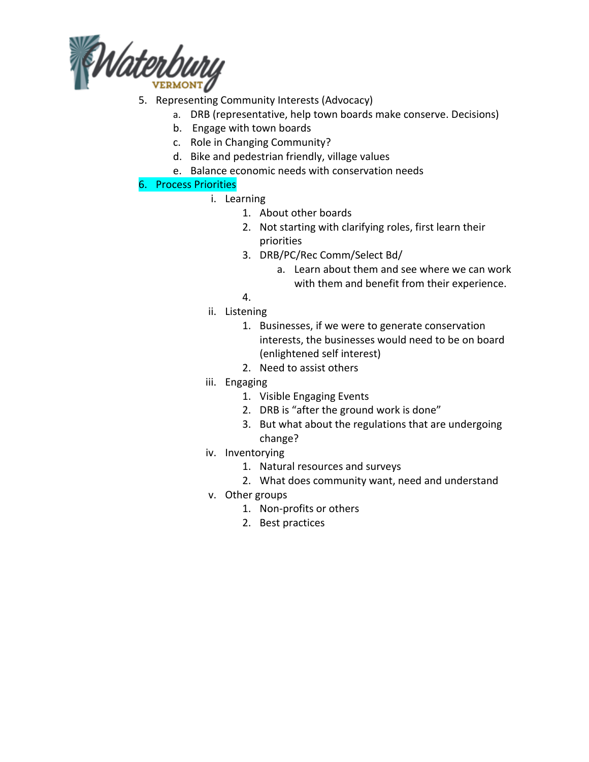5. Representing Community Interests (Advocacy)
    a. DRB (representative, help town boards make conserve. Decisions)
    b. Engage with town boards
    c. Role in Changing Community?
    d. Bike and pedestrian friendly, village values
    e. Balance economic needs with conservation needs
6. Process Priorities
    i. Learning
        1. About other boards
        2. Not starting with clarifying roles, first learn their priorities
        3. DRB/PC/Rec Comm/Select Bd/
            a. Learn about them and see where we can work with them and benefit from their experience.
        4.
    ii. Listening
        1. Businesses, if we were to generate conservation interests, the businesses would need to be on board (enlightened self interest)
        2. Need to assist others
    iii. Engaging
        1. Visible Engaging Events
        2. DRB is "after the ground work is done"
        3. But what about the regulations that are undergoing change?
    iv. Inventorying
        1. Natural resources and surveys
        2. What does community want, need and understand
    v. Other groups
        1. Non-profits or others
        2. Best practices